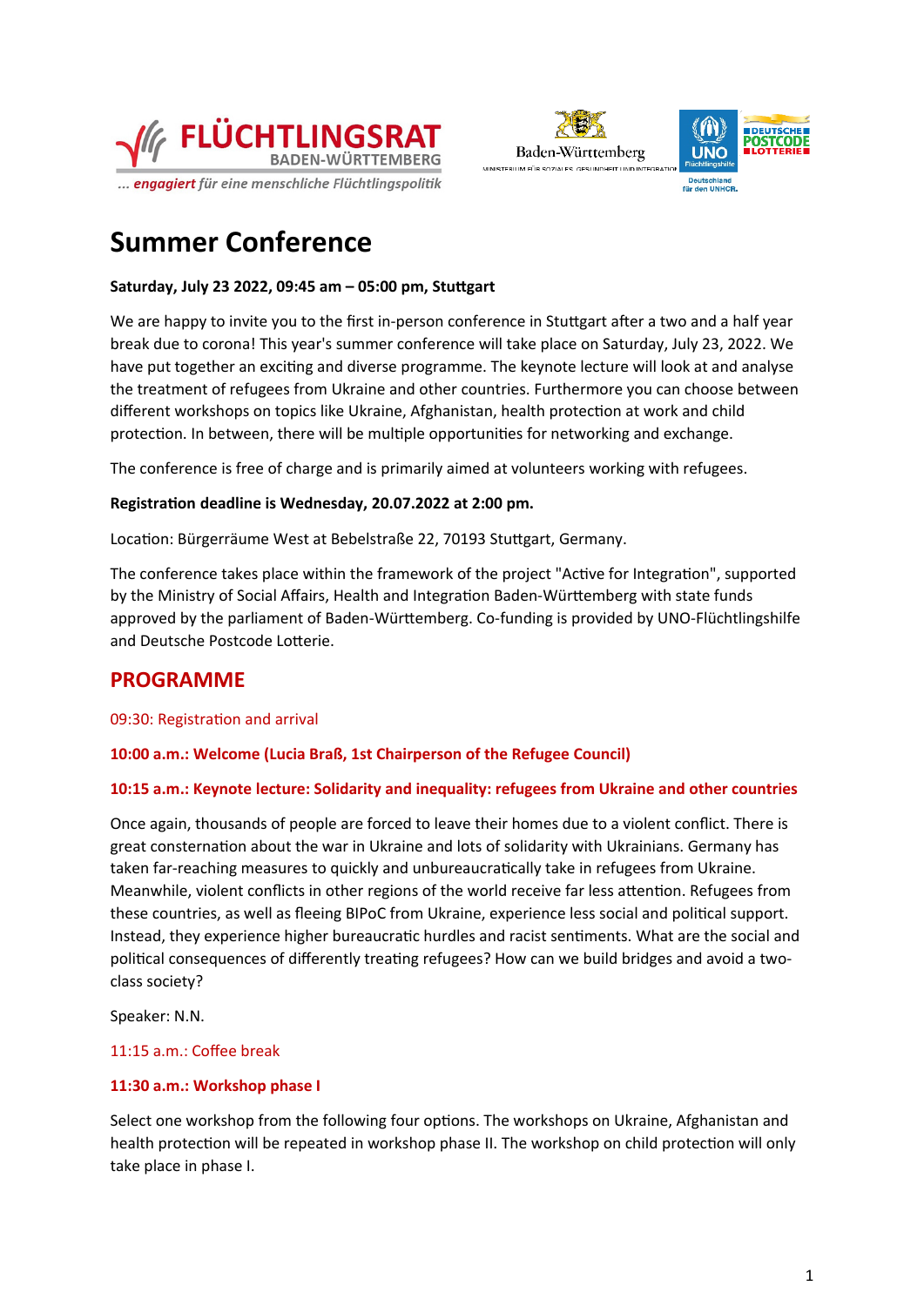FLÜCHTLINGSRAT BADEN-WÜRTTEMBERG

*... **engagiert** für eine menschliche Flüchtlingspolitik*

# Summer Conference

**Saturday, July 23 2022, 09:45 am – 05:00 pm, Stuttgart**

We are happy to invite you to the first in-person conference in Stuttgart after a two and a half year break due to corona! This year's summer conference will take place on Saturday, July 23, 2022. We have put together an exciting and diverse programme. The keynote lecture will look at and analyse the treatment of refugees from Ukraine and other countries. Furthermore you can choose between different workshops on topics like Ukraine, Afghanistan, health protection at work and child protection. In between, there will be multiple opportunities for networking and exchange.

The conference is free of charge and is primarily aimed at volunteers working with refugees.

**Registration deadline is Wednesday, 20.07.2022 at 2:00 pm.**

Location: Bürgerräume West at Bebelstraße 22, 70193 Stuttgart, Germany.

The conference takes place within the framework of the project "Active for Integration", supported by the Ministry of Social Affairs, Health and Integration Baden-Württemberg with state funds approved by the parliament of Baden-Württemberg. Co-funding is provided by UNO-Flüchtlingshilfe and Deutsche Postcode Lotterie.

## PROGRAMME

09:30: Registration and arrival

**10:00 a.m.: Welcome (Lucia Braß, 1st Chairperson of the Refugee Council)**

**10:15 a.m.: Keynote lecture: Solidarity and inequality: refugees from Ukraine and other countries**

Once again, thousands of people are forced to leave their homes due to a violent conflict. There is great consternation about the war in Ukraine and lots of solidarity with Ukrainians. Germany has taken far-reaching measures to quickly and unbureaucratically take in refugees from Ukraine. Meanwhile, violent conflicts in other regions of the world receive far less attention. Refugees from these countries, as well as fleeing BIPoC from Ukraine, experience less social and political support. Instead, they experience higher bureaucratic hurdles and racist sentiments. What are the social and political consequences of differently treating refugees? How can we build bridges and avoid a two-class society?

Speaker: N.N.

11:15 a.m.: Coffee break

**11:30 a.m.: Workshop phase I**

Select one workshop from the following four options. The workshops on Ukraine, Afghanistan and health protection will be repeated in workshop phase II. The workshop on child protection will only take place in phase I.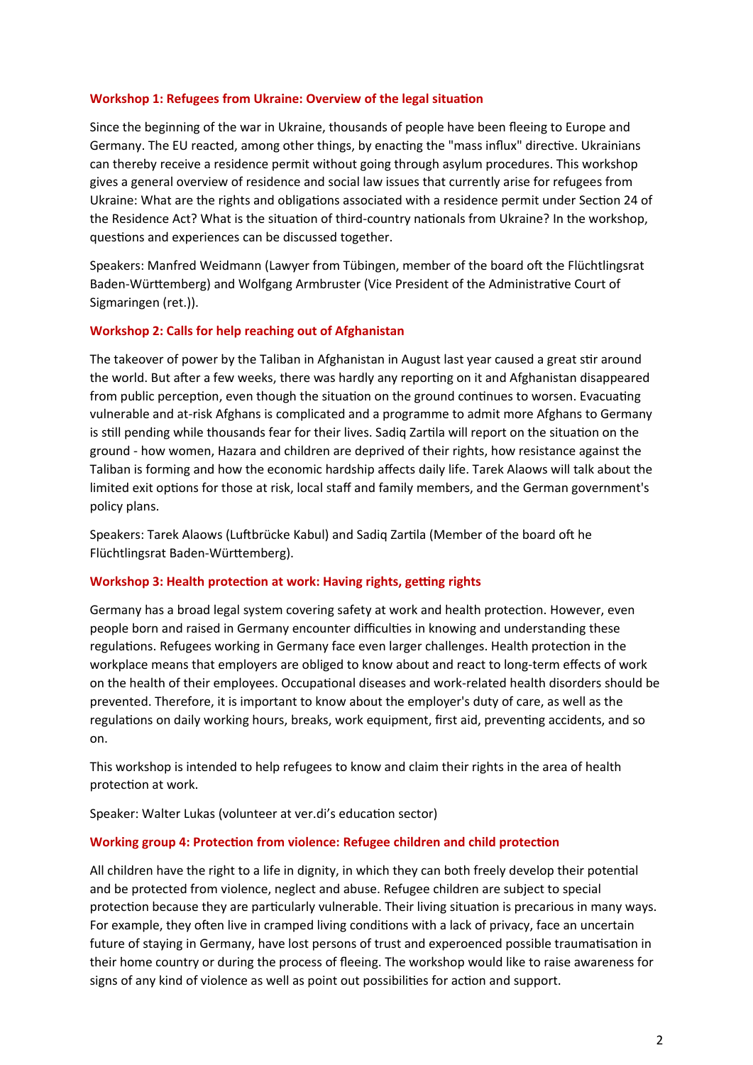### Workshop 1: Refugees from Ukraine: Overview of the legal situation

Since the beginning of the war in Ukraine, thousands of people have been fleeing to Europe and Germany. The EU reacted, among other things, by enacting the "mass influx" directive. Ukrainians can thereby receive a residence permit without going through asylum procedures. This workshop gives a general overview of residence and social law issues that currently arise for refugees from Ukraine: What are the rights and obligations associated with a residence permit under Section 24 of the Residence Act? What is the situation of third-country nationals from Ukraine? In the workshop, questions and experiences can be discussed together.

Speakers: Manfred Weidmann (Lawyer from Tübingen, member of the board oft the Flüchtlingsrat Baden-Württemberg) and Wolfgang Armbruster (Vice President of the Administrative Court of Sigmaringen (ret.)).

### Workshop 2: Calls for help reaching out of Afghanistan

The takeover of power by the Taliban in Afghanistan in August last year caused a great stir around the world. But after a few weeks, there was hardly any reporting on it and Afghanistan disappeared from public perception, even though the situation on the ground continues to worsen. Evacuating vulnerable and at-risk Afghans is complicated and a programme to admit more Afghans to Germany is still pending while thousands fear for their lives. Sadiq Zartila will report on the situation on the ground - how women, Hazara and children are deprived of their rights, how resistance against the Taliban is forming and how the economic hardship affects daily life. Tarek Alaows will talk about the limited exit options for those at risk, local staff and family members, and the German government's policy plans.

Speakers: Tarek Alaows (Luftbrücke Kabul) and Sadiq Zartila (Member of the board oft he Flüchtlingsrat Baden-Württemberg).

### Workshop 3: Health protection at work: Having rights, getting rights

Germany has a broad legal system covering safety at work and health protection. However, even people born and raised in Germany encounter difficulties in knowing and understanding these regulations. Refugees working in Germany face even larger challenges. Health protection in the workplace means that employers are obliged to know about and react to long-term effects of work on the health of their employees. Occupational diseases and work-related health disorders should be prevented. Therefore, it is important to know about the employer's duty of care, as well as the regulations on daily working hours, breaks, work equipment, first aid, preventing accidents, and so on.

This workshop is intended to help refugees to know and claim their rights in the area of health protection at work.

Speaker: Walter Lukas (volunteer at ver.di's education sector)

### Working group 4: Protection from violence: Refugee children and child protection

All children have the right to a life in dignity, in which they can both freely develop their potential and be protected from violence, neglect and abuse. Refugee children are subject to special protection because they are particularly vulnerable. Their living situation is precarious in many ways. For example, they often live in cramped living conditions with a lack of privacy, face an uncertain future of staying in Germany, have lost persons of trust and experoenced possible traumatisation in their home country or during the process of fleeing. The workshop would like to raise awareness for signs of any kind of violence as well as point out possibilities for action and support.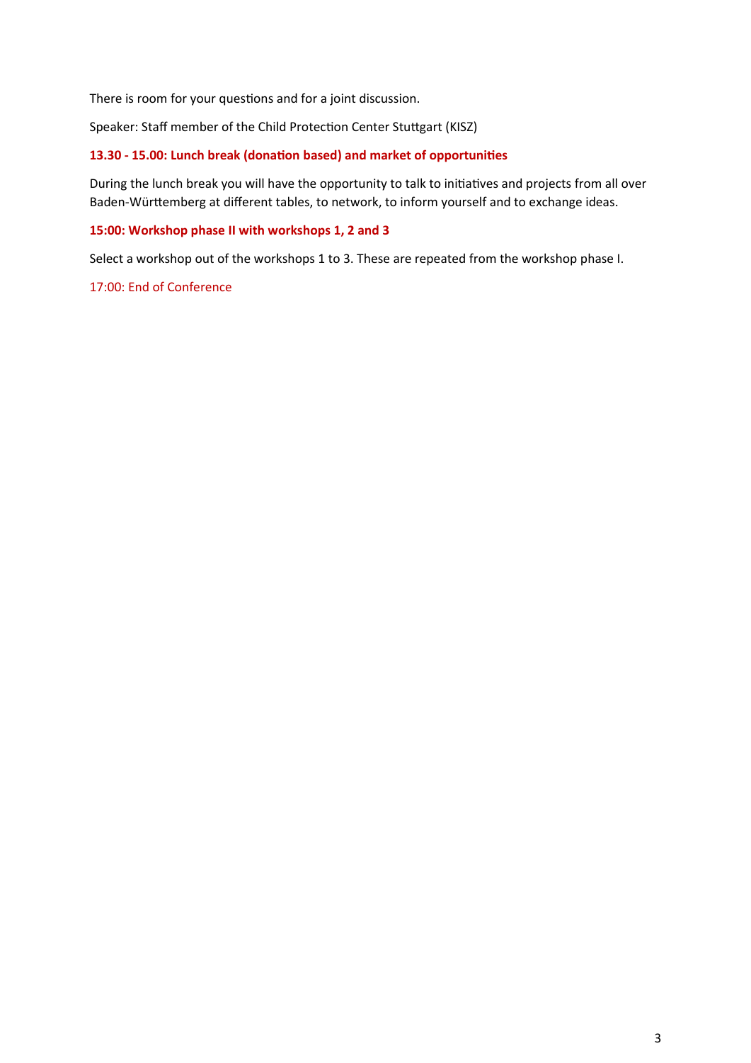There is room for your questions and for a joint discussion.

Speaker: Staff member of the Child Protection Center Stuttgart (KISZ)

**13.30 - 15.00: Lunch break (donation based) and market of opportunities**

During the lunch break you will have the opportunity to talk to initiatives and projects from all over Baden-Württemberg at different tables, to network, to inform yourself and to exchange ideas.

**15:00: Workshop phase II with workshops 1, 2 and 3**

Select a workshop out of the workshops 1 to 3. These are repeated from the workshop phase I.

17:00: End of Conference